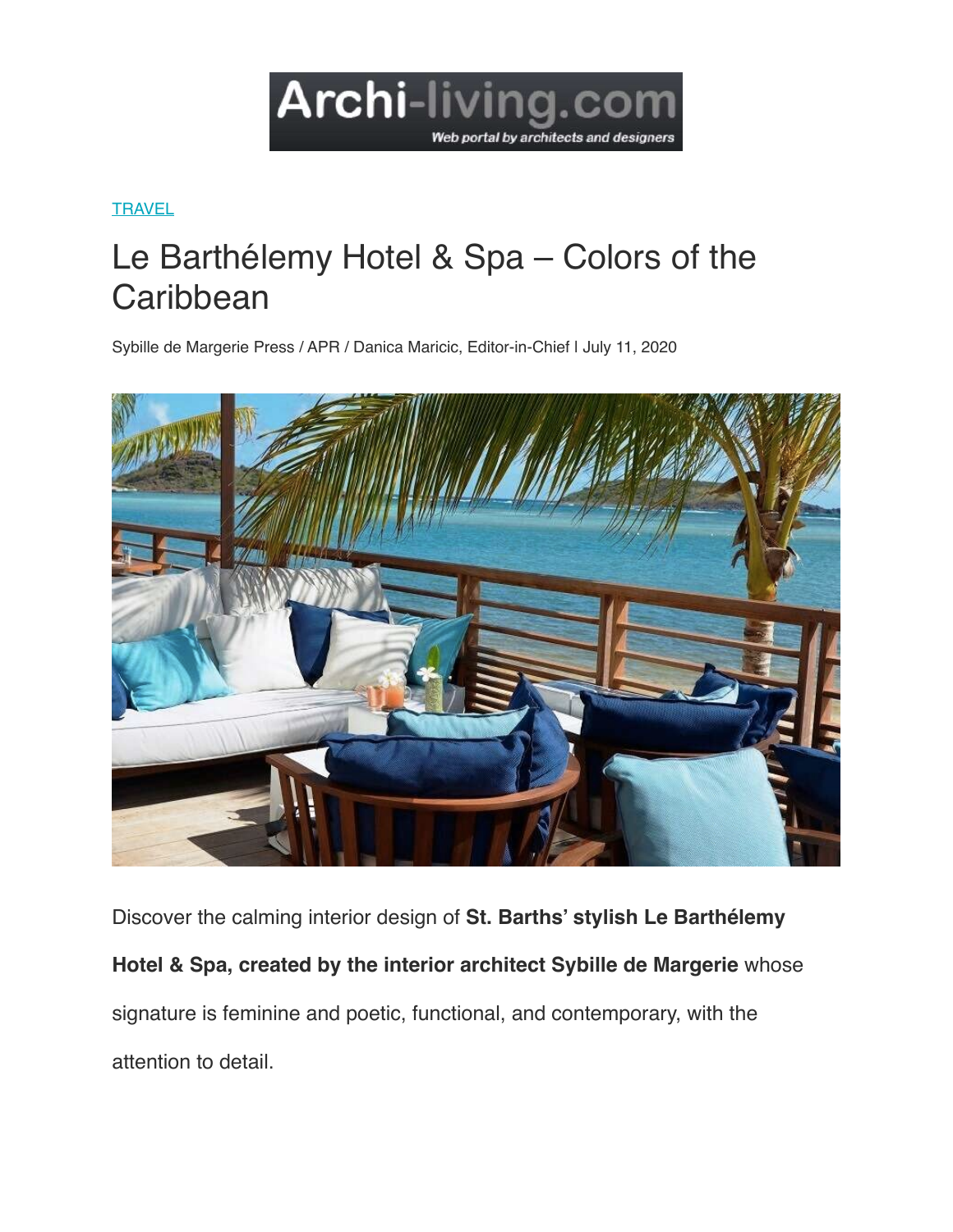Archi-living.com

Web portal by architects and designers

TRAVEL

# Le Barthélemy Hotel & Spa – Colors of the Caribbean

Sybille de Margerie Press / APR / Danica Maricic, Editor-in-Chief | July 11, 2020

Discover the calming interior design of **St. Barths' stylish Le Barthélemy Hotel & Spa, created by the interior architect Sybille de Margerie** whose signature is feminine and poetic, functional, and contemporary, with the attention to detail.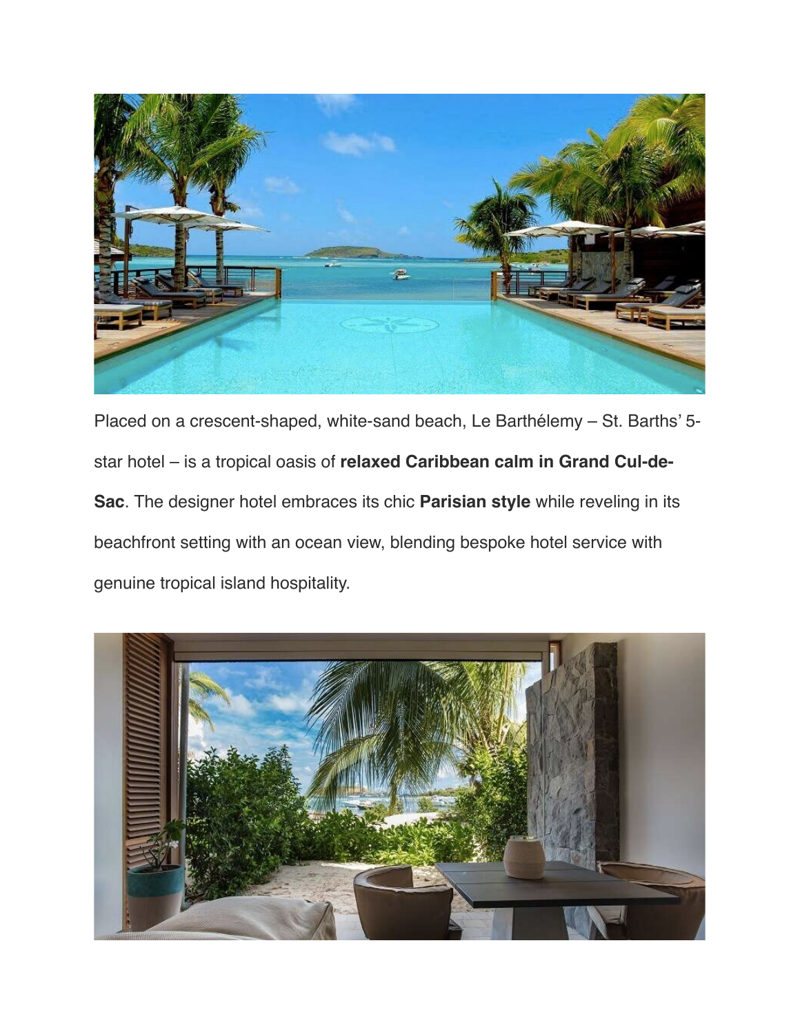Placed on a crescent-shaped, white-sand beach, Le Barthélemy – St. Barths' 5-star hotel – is a tropical oasis of **relaxed Caribbean calm in Grand Cul-de-Sac**. The designer hotel embraces its chic **Parisian style** while reveling in its beachfront setting with an ocean view, blending bespoke hotel service with genuine tropical island hospitality.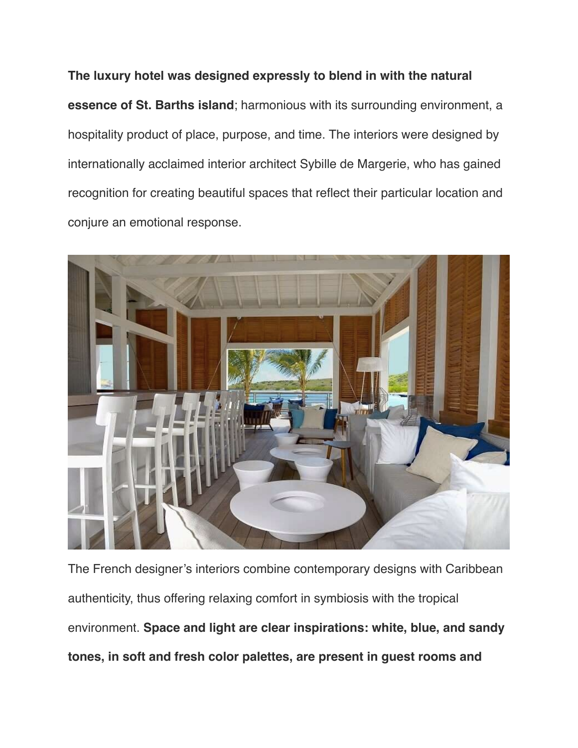**The luxury hotel was designed expressly to blend in with the natural essence of St. Barths island**; harmonious with its surrounding environment, a hospitality product of place, purpose, and time. The interiors were designed by internationally acclaimed interior architect Sybille de Margerie, who has gained recognition for creating beautiful spaces that reflect their particular location and conjure an emotional response.

The French designer's interiors combine contemporary designs with Caribbean authenticity, thus offering relaxing comfort in symbiosis with the tropical environment. **Space and light are clear inspirations: white, blue, and sandy tones, in soft and fresh color palettes, are present in guest rooms and**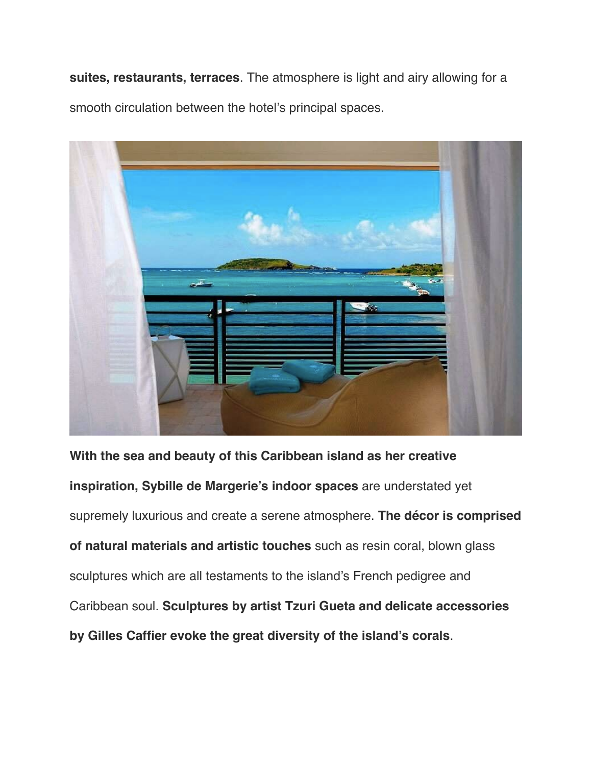**suites, restaurants, terraces**. The atmosphere is light and airy allowing for a smooth circulation between the hotel's principal spaces.

**With the sea and beauty of this Caribbean island as her creative inspiration, Sybille de Margerie's indoor spaces** are understated yet supremely luxurious and create a serene atmosphere. **The décor is comprised of natural materials and artistic touches** such as resin coral, blown glass sculptures which are all testaments to the island's French pedigree and Caribbean soul. **Sculptures by artist Tzuri Gueta and delicate accessories by Gilles Caffier evoke the great diversity of the island's corals**.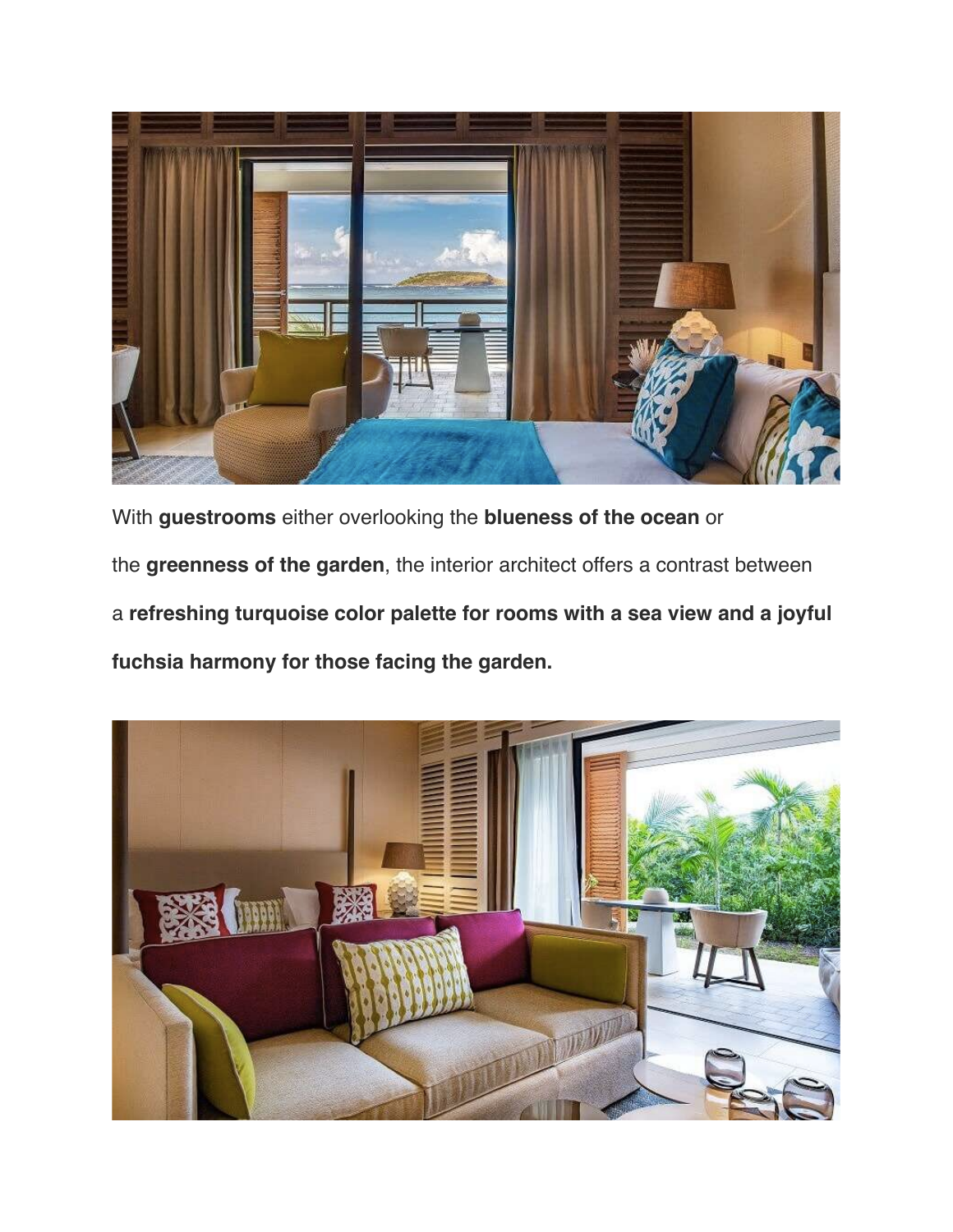With **guestrooms** either overlooking the **blueness of the ocean** or the **greenness of the garden**, the interior architect offers a contrast between a **refreshing turquoise color palette for rooms with a sea view and a joyful fuchsia harmony for those facing the garden.**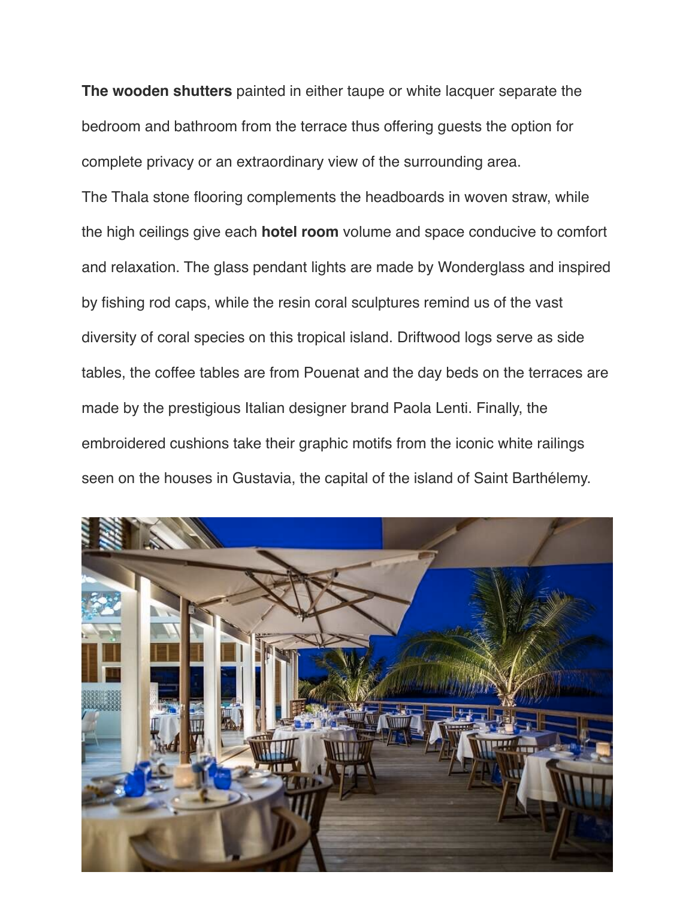**The wooden shutters** painted in either taupe or white lacquer separate the bedroom and bathroom from the terrace thus offering guests the option for complete privacy or an extraordinary view of the surrounding area.

The Thala stone flooring complements the headboards in woven straw, while the high ceilings give each **hotel room** volume and space conducive to comfort and relaxation. The glass pendant lights are made by Wonderglass and inspired by fishing rod caps, while the resin coral sculptures remind us of the vast diversity of coral species on this tropical island. Driftwood logs serve as side tables, the coffee tables are from Pouenat and the day beds on the terraces are made by the prestigious Italian designer brand Paola Lenti. Finally, the embroidered cushions take their graphic motifs from the iconic white railings seen on the houses in Gustavia, the capital of the island of Saint Barthélemy.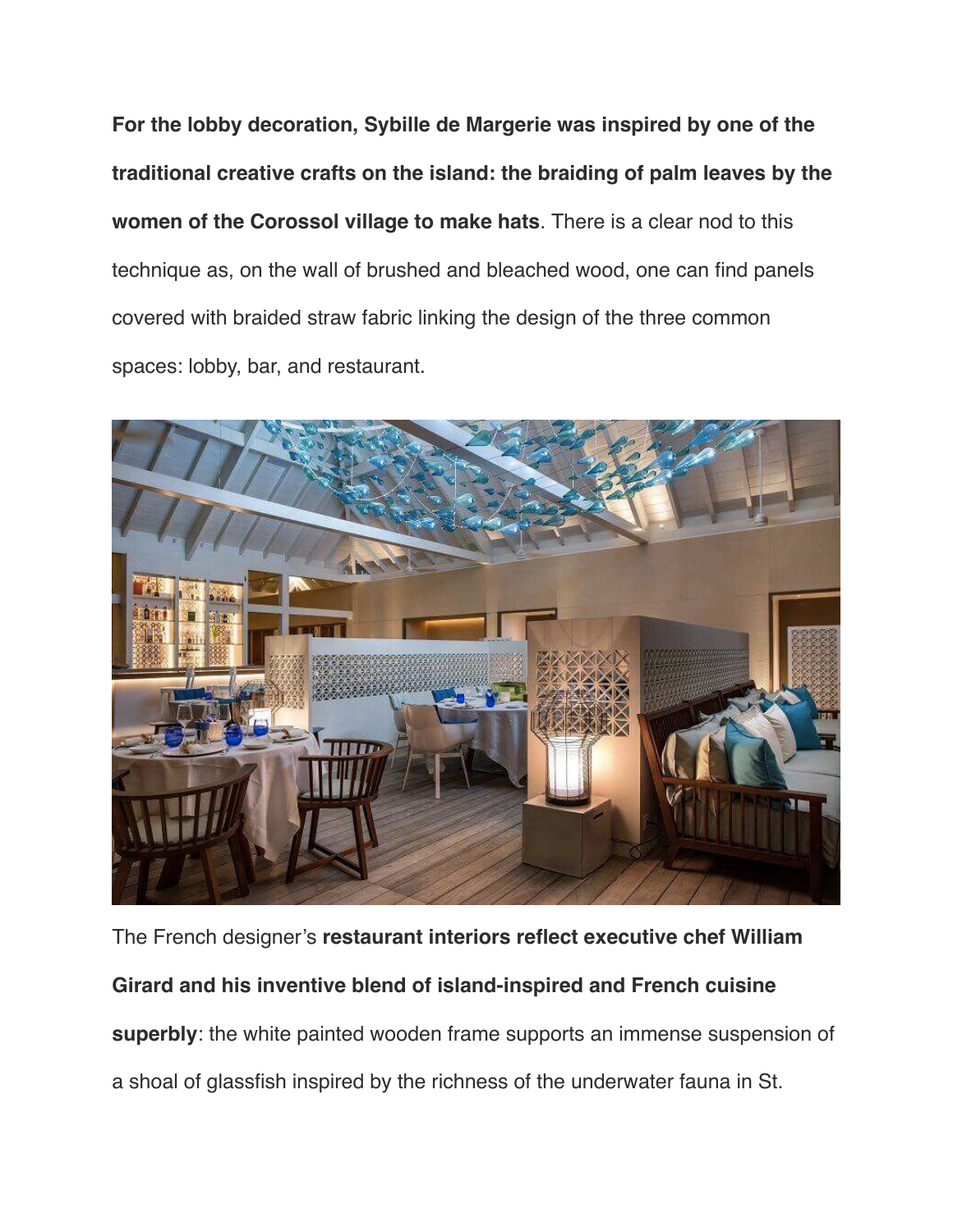**For the lobby decoration, Sybille de Margerie was inspired by one of the traditional creative crafts on the island: the braiding of palm leaves by the women of the Corossol village to make hats**. There is a clear nod to this technique as, on the wall of brushed and bleached wood, one can find panels covered with braided straw fabric linking the design of the three common spaces: lobby, bar, and restaurant.

The French designer's **restaurant interiors reflect executive chef William Girard and his inventive blend of island-inspired and French cuisine superbly**: the white painted wooden frame supports an immense suspension of a shoal of glassfish inspired by the richness of the underwater fauna in St.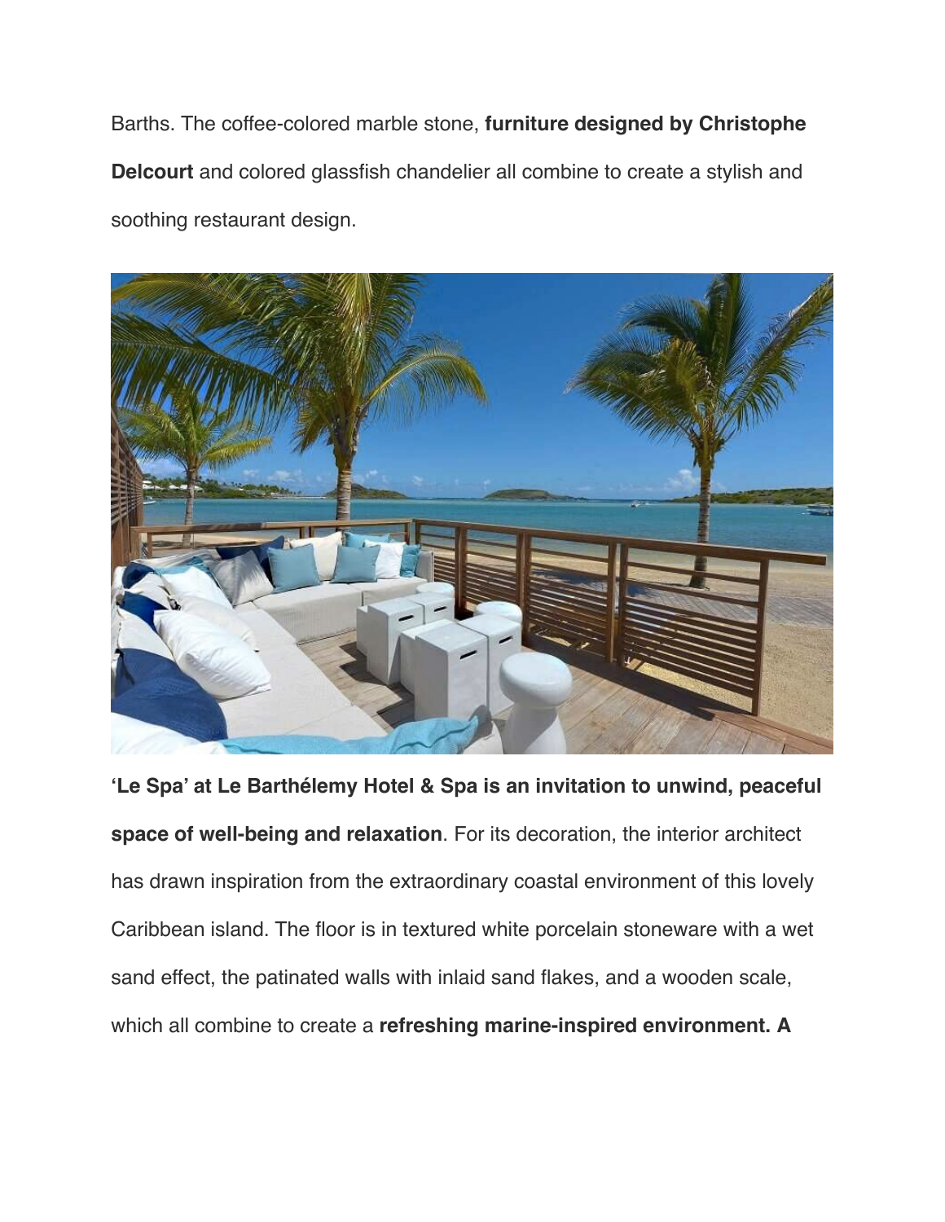Barths. The coffee-colored marble stone, **furniture designed by Christophe Delcourt** and colored glassfish chandelier all combine to create a stylish and soothing restaurant design.

**'Le Spa' at Le Barthélemy Hotel & Spa is an invitation to unwind, peaceful space of well-being and relaxation**. For its decoration, the interior architect has drawn inspiration from the extraordinary coastal environment of this lovely Caribbean island. The floor is in textured white porcelain stoneware with a wet sand effect, the patinated walls with inlaid sand flakes, and a wooden scale, which all combine to create a **refreshing marine-inspired environment. A**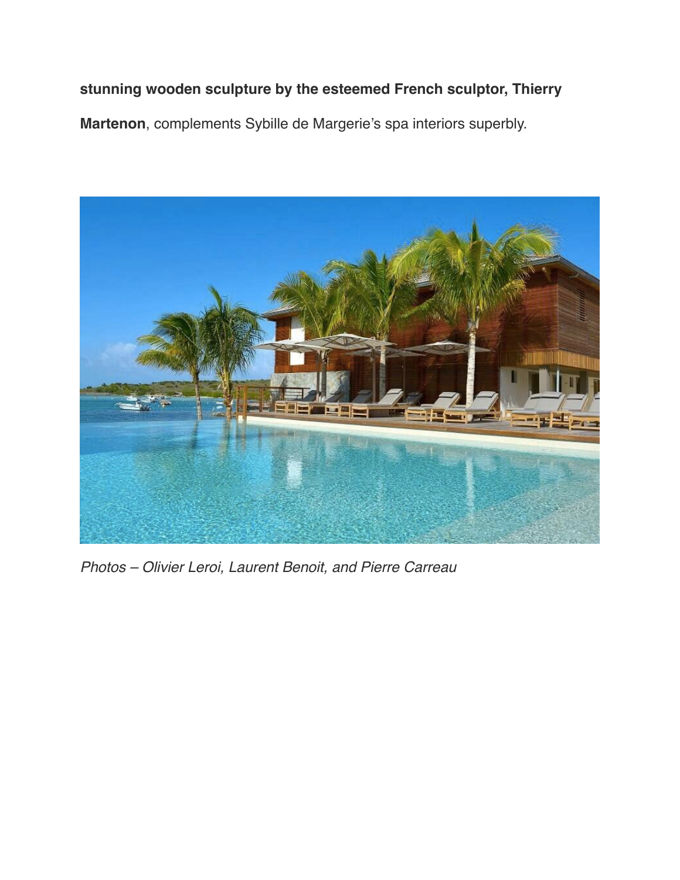**stunning wooden sculpture by the esteemed French sculptor, Thierry Martenon**, complements Sybille de Margerie's spa interiors superbly.

*Photos – Olivier Leroi, Laurent Benoit, and Pierre Carreau*